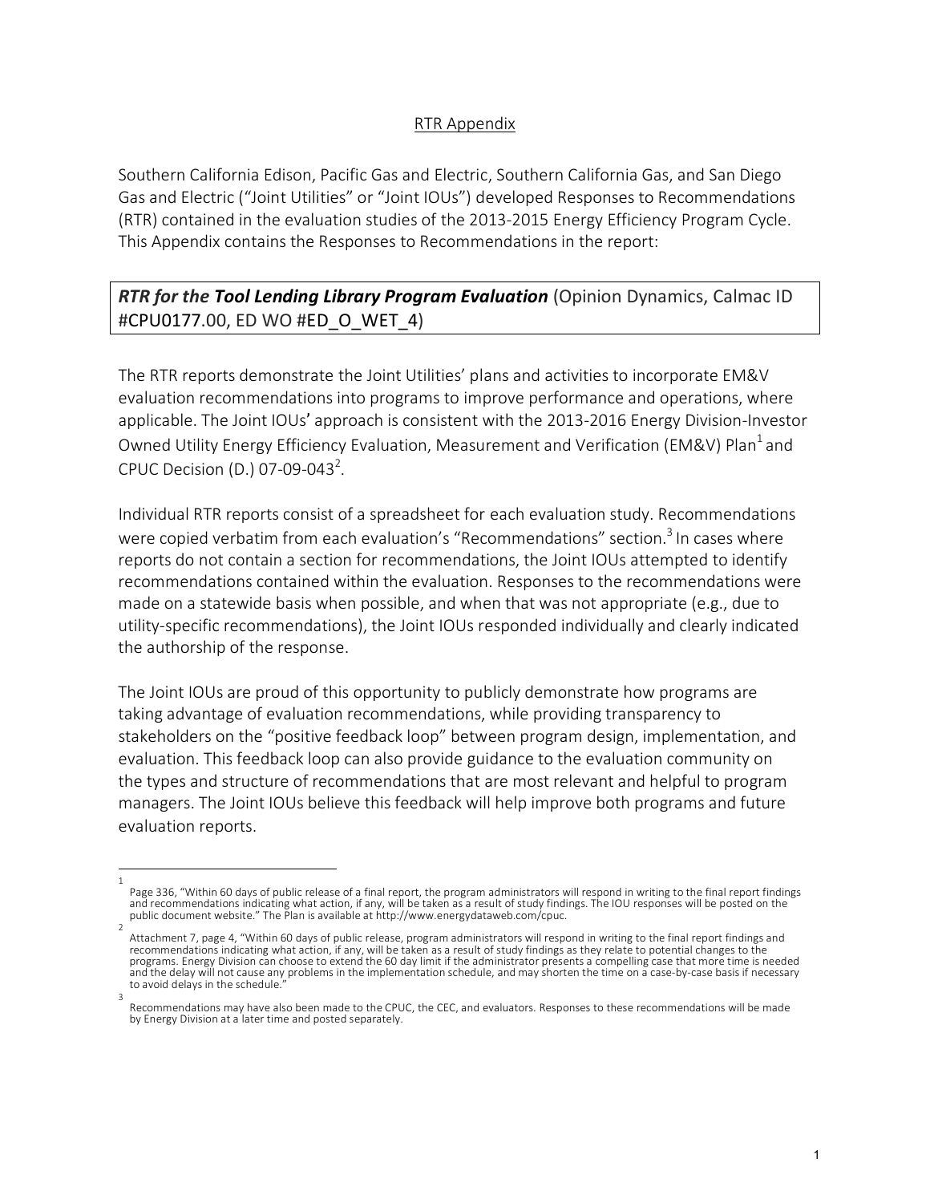RTR Appendix

Southern California Edison, Pacific Gas and Electric, Southern California Gas, and San Diego Gas and Electric ("Joint Utilities" or "Joint IOUs") developed Responses to Recommendations (RTR) contained in the evaluation studies of the 2013-2015 Energy Efficiency Program Cycle. This Appendix contains the Responses to Recommendations in the report:

***RTR for the Tool Lending Library Program Evaluation*** (Opinion Dynamics, Calmac ID #CPU0177.00, ED WO #ED_O_WET_4)

The RTR reports demonstrate the Joint Utilities' plans and activities to incorporate EM&V evaluation recommendations into programs to improve performance and operations, where applicable. The Joint IOUs' approach is consistent with the 2013-2016 Energy Division-Investor Owned Utility Energy Efficiency Evaluation, Measurement and Verification (EM&V) Plan[1] and CPUC Decision (D.) 07-09-043[2].

Individual RTR reports consist of a spreadsheet for each evaluation study. Recommendations were copied verbatim from each evaluation's "Recommendations" section.[3] In cases where reports do not contain a section for recommendations, the Joint IOUs attempted to identify recommendations contained within the evaluation. Responses to the recommendations were made on a statewide basis when possible, and when that was not appropriate (e.g., due to utility-specific recommendations), the Joint IOUs responded individually and clearly indicated the authorship of the response.

The Joint IOUs are proud of this opportunity to publicly demonstrate how programs are taking advantage of evaluation recommendations, while providing transparency to stakeholders on the "positive feedback loop" between program design, implementation, and evaluation. This feedback loop can also provide guidance to the evaluation community on the types and structure of recommendations that are most relevant and helpful to program managers. The Joint IOUs believe this feedback will help improve both programs and future evaluation reports.

---

[1] Page 336, "Within 60 days of public release of a final report, the program administrators will respond in writing to the final report findings and recommendations indicating what action, if any, will be taken as a result of study findings. The IOU responses will be posted on the public document website." The Plan is available at http://www.energydataweb.com/cpuc.

[2] Attachment 7, page 4, "Within 60 days of public release, program administrators will respond in writing to the final report findings and recommendations indicating what action, if any, will be taken as a result of study findings as they relate to potential changes to the programs. Energy Division can choose to extend the 60 day limit if the administrator presents a compelling case that more time is needed and the delay will not cause any problems in the implementation schedule, and may shorten the time on a case-by-case basis if necessary to avoid delays in the schedule."

[3] Recommendations may have also been made to the CPUC, the CEC, and evaluators. Responses to these recommendations will be made by Energy Division at a later time and posted separately.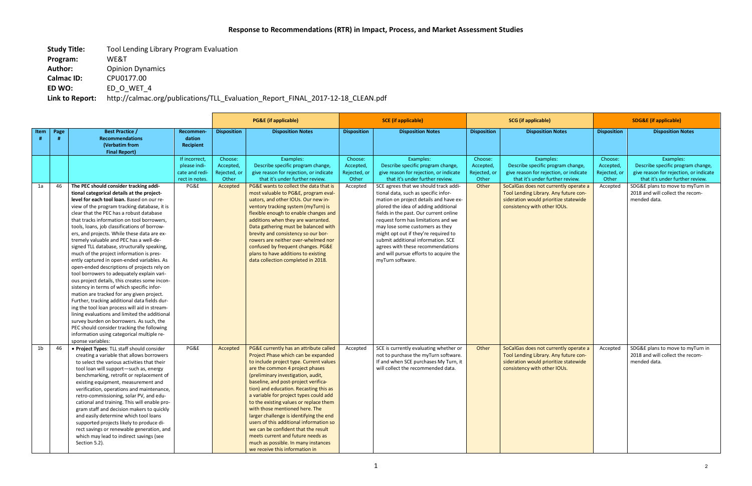# Response to Recommendations (RTR) in Impact, Process, and Market Assessment Studies

**Study Title:** Tool Lending Library Program Evaluation
**Program:** WE&T
**Author:** Opinion Dynamics
**Calmac ID:** CPU0177.00
**ED WO:** ED_O_WET_4
**Link to Report:** http://calmac.org/publications/TLL_Evaluation_Report_FINAL_2017-12-18_CLEAN.pdf

| | | | | PG&E (if applicable) | | SCE (if applicable) | | SCG (if applicable) | | SDG&E (if applicable) | |
|---|---|---|---|---|---|---|---|---|---|---|---|
| **Item #** | **Page #** | **Best Practice / Recommendations (Verbatim from Final Report)** | **Recommendation Recipient** | **Disposition** | **Disposition Notes** | **Disposition** | **Disposition Notes** | **Disposition** | **Disposition Notes** | **Disposition** | **Disposition Notes** |
| | | | If incorrect, please indicate and redirect in notes. | Choose: Accepted, Rejected, or Other | Examples: Describe specific program change, give reason for rejection, or indicate that it's under further review. | Choose: Accepted, Rejected, or Other | Examples: Describe specific program change, give reason for rejection, or indicate that it's under further review. | Choose: Accepted, Rejected, or Other | Examples: Describe specific program change, give reason for rejection, or indicate that it's under further review. | Choose: Accepted, Rejected, or Other | Examples: Describe specific program change, give reason for rejection, or indicate that it's under further review. |
| 1a | 46 | **The PEC should consider tracking additional categorical details at the project-level for each tool loan.** Based on our review of the program tracking database, it is clear that the PEC has a robust database that tracks information on tool borrowers, tools, loans, job classifications of borrowers, and projects. While these data are extremely valuable and PEC has a well-designed TLL database, structurally speaking, much of the project information is presently captured in open-ended variables. As open-ended descriptions of projects rely on tool borrowers to adequately explain various project details, this creates some inconsistency in terms of which specific information are tracked for any given project. Further, tracking additional data fields during the tool loan process will aid in streamlining evaluations and limited the additional survey burden on borrowers. As such, the PEC should consider tracking the following information using categorical multiple response variables: | PG&E | Accepted | PG&E wants to collect the data that is most valuable to PG&E, program evaluators, and other IOUs. Our new inventory tracking system (myTurn) is flexible enough to enable changes and additions when they are warranted. Data gathering must be balanced with brevity and consistency so our borrowers are neither over-whelmed nor confused by frequent changes. PG&E plans to have additions to existing data collection completed in 2018. | Accepted | SCE agrees that we should track additional data, such as specific information on project details and have explored the idea of adding additional fields in the past. Our current online request form has limitations and we may lose some customers as they might opt out if they're required to submit additional information. SCE agrees with these recommendations and will pursue efforts to acquire the myTurn software. | Other | SoCalGas does not currently operate a Tool Lending Library. Any future consideration would prioritize statewide consistency with other IOUs. | Accepted | SDG&E plans to move to myTurn in 2018 and will collect the recommended data. |
| 1b | 46 | • **Project Types**: TLL staff should consider creating a variable that allows borrowers to select the various activities that their tool loan will support—such as, energy benchmarking, retrofit or replacement of existing equipment, measurement and verification, operations and maintenance, retro-commissioning, solar PV, and educational and training. This will enable program staff and decision makers to quickly and easily determine which tool loans supported projects likely to produce direct savings or renewable generation, and which may lead to indirect savings (see Section 5.2). | PG&E | Accepted | PG&E currently has an attribute called Project Phase which can be expanded to include project type. Current values are the common 4 project phases (preliminary investigation, audit, baseline, and post-project verification) and education. Recasting this as a variable for project types could add to the existing values or replace them with those mentioned here. The larger challenge is identifying the end users of this additional information so we can be confident that the result meets current and future needs as much as possible. In many instances we receive this information in | Accepted | SCE is currently evaluating whether or not to purchase the myTurn software. If and when SCE purchases My Turn, it will collect the recommended data. | Other | SoCalGas does not currently operate a Tool Lending Library. Any future consideration would prioritize statewide consistency with other IOUs. | Accepted | SDG&E plans to move to myTurn in 2018 and will collect the recommended data. |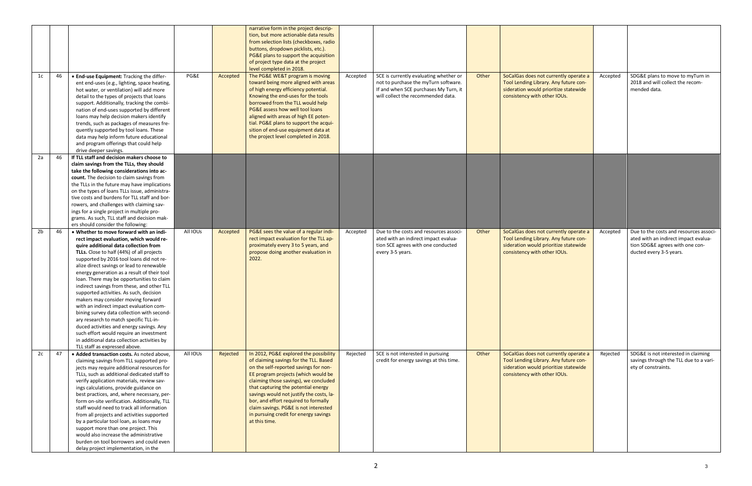| | | | | | narrative form in the project description, but more actionable data results from selection lists (checkboxes, radio buttons, dropdown picklists, etc.). PG&E plans to support the acquisition of project type data at the project level completed in 2018. | | | | | | |
|---|---|---|---|---|---|---|---|---|---|---|---|
| 1c | 46 | • **End-use Equipment:** Tracking the different end-uses (e.g., lighting, space heating, hot water, or ventilation) will add more detail to the types of projects that loans support. Additionally, tracking the combination of end-uses supported by different loans may help decision makers identify trends, such as packages of measures frequently supported by tool loans. These data may help inform future educational and program offerings that could help drive deeper savings. | PG&E | Accepted | The PG&E WE&T program is moving toward being more aligned with areas of high energy efficiency potential. Knowing the end-uses for the tools borrowed from the TLL would help PG&E assess how well tool loans aligned with areas of high EE potential. PG&E plans to support the acquisition of end-use equipment data at the project level completed in 2018. | Accepted | SCE is currently evaluating whether or not to purchase the myTurn software. If and when SCE purchases My Turn, it will collect the recommended data. | Other | SoCalGas does not currently operate a Tool Lending Library. Any future consideration would prioritize statewide consistency with other IOUs. | Accepted | SDG&E plans to move to myTurn in 2018 and will collect the recommended data. |
| 2a | 46 | **If TLL staff and decision makers choose to claim savings from the TLLs, they should take the following considerations into account.** The decision to claim savings from the TLLs in the future may have implications on the types of loans TLLs issue, administrative costs and burdens for TLL staff and borrowers, and challenges with claiming savings for a single project in multiple programs. As such, TLL staff and decision makers should consider the following: | | | | | | | | | |
| 2b | 46 | • **Whether to move forward with an indirect impact evaluation, which would require additional data collection from TLLs.** Close to half (44%) of all projects supported by 2016 tool loans did not realize direct savings or lead to renewable energy generation as a result of their tool loan. There may be opportunities to claim indirect savings from these, and other TLL supported activities. As such, decision makers may consider moving forward with an indirect impact evaluation combining survey data collection with secondary research to match specific TLL-induced activities and energy savings. Any such effort would require an investment in additional data collection activities by TLL staff as expressed above. | All IOUs | Accepted | PG&E sees the value of a regular indirect impact evaluation for the TLL approximately every 3 to 5 years, and propose doing another evaluation in 2022. | Accepted | Due to the costs and resources associated with an indirect impact evaluation SCE agrees with one conducted every 3-5 years. | Other | SoCalGas does not currently operate a Tool Lending Library. Any future consideration would prioritize statewide consistency with other IOUs. | Accepted | Due to the costs and resources associated with an indirect impact evaluation SDG&E agrees with one conducted every 3-5 years. |
| 2c | 47 | • **Added transaction costs.** As noted above, claiming savings from TLL supported projects may require additional resources for TLLs, such as additional dedicated staff to verify application materials, review savings calculations, provide guidance on best practices, and, where necessary, perform on-site verification. Additionally, TLL staff would need to track all information from all projects and activities supported by a particular tool loan, as loans may support more than one project. This would also increase the administrative burden on tool borrowers and could even delay project implementation, in the | All IOUs | Rejected | In 2012, PG&E explored the possibility of claiming savings for the TLL. Based on the self-reported savings for non-EE program projects (which would be claiming those savings), we concluded that capturing the potential energy savings would not justify the costs, labor, and effort required to formally claim savings. PG&E is not interested in pursuing credit for energy savings at this time. | Rejected | SCE is not interested in pursuing credit for energy savings at this time. | Other | SoCalGas does not currently operate a Tool Lending Library. Any future consideration would prioritize statewide consistency with other IOUs. | Rejected | SDG&E is not interested in claiming savings through the TLL due to a variety of constraints. |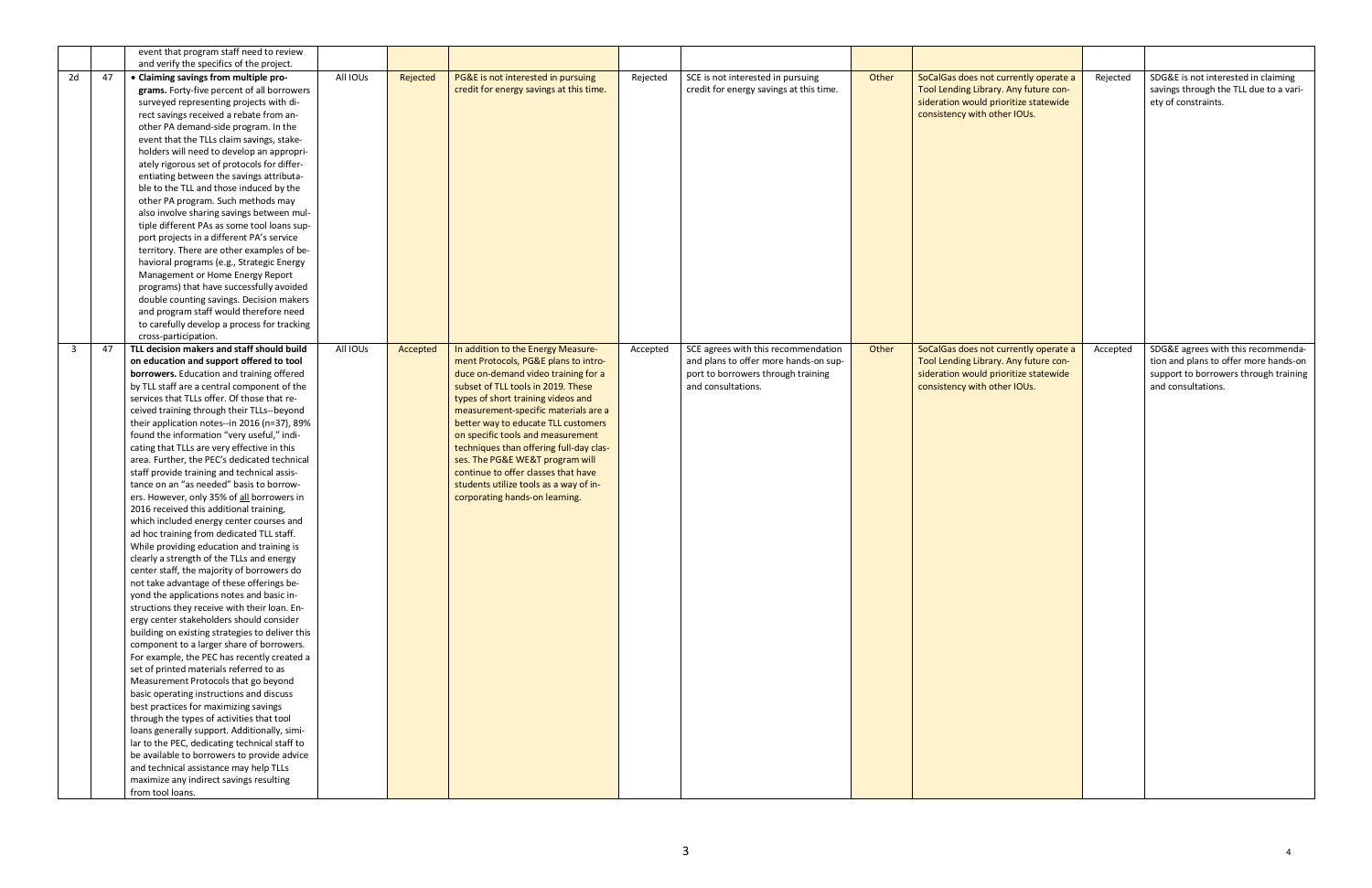| | | | | | | | | | | | |
|---|---|---|---|---|---|---|---|---|---|---|---|
| | | event that program staff need to review and verify the specifics of the project. | | | | | | | | | |
| 2d | 47 | • **Claiming savings from multiple programs.** Forty-five percent of all borrowers surveyed representing projects with direct savings received a rebate from another PA demand-side program. In the event that the TLLs claim savings, stakeholders will need to develop an appropriately rigorous set of protocols for differentiating between the savings attributable to the TLL and those induced by the other PA program. Such methods may also involve sharing savings between multiple different PAs as some tool loans support projects in a different PA's service territory. There are other examples of behavioral programs (e.g., Strategic Energy Management or Home Energy Report programs) that have successfully avoided double counting savings. Decision makers and program staff would therefore need to carefully develop a process for tracking cross-participation. | All IOUs | Rejected | PG&E is not interested in pursuing credit for energy savings at this time. | Rejected | SCE is not interested in pursuing credit for energy savings at this time. | Other | SoCalGas does not currently operate a Tool Lending Library. Any future consideration would prioritize statewide consistency with other IOUs. | Rejected | SDG&E is not interested in claiming savings through the TLL due to a variety of constraints. |
| 3 | 47 | **TLL decision makers and staff should build on education and support offered to tool borrowers.** Education and training offered by TLL staff are a central component of the services that TLLs offer. Of those that received training through their TLLs--beyond their application notes--in 2016 (n=37), 89% found the information "very useful," indicating that TLLs are very effective in this area. Further, the PEC's dedicated technical staff provide training and technical assistance on an "as needed" basis to borrowers. However, only 35% of all borrowers in 2016 received this additional training, which included energy center courses and ad hoc training from dedicated TLL staff. While providing education and training is clearly a strength of the TLLs and energy center staff, the majority of borrowers do not take advantage of these offerings beyond the applications notes and basic instructions they receive with their loan. Energy center stakeholders should consider building on existing strategies to deliver this component to a larger share of borrowers. For example, the PEC has recently created a set of printed materials referred to as Measurement Protocols that go beyond basic operating instructions and discuss best practices for maximizing savings through the types of activities that tool loans generally support. Additionally, similar to the PEC, dedicating technical staff to be available to borrowers to provide advice and technical assistance may help TLLs maximize any indirect savings resulting from tool loans. | All IOUs | Accepted | In addition to the Energy Measurement Protocols, PG&E plans to introduce on-demand video training for a subset of TLL tools in 2019. These types of short training videos and measurement-specific materials are a better way to educate TLL customers on specific tools and measurement techniques than offering full-day classes. The PG&E WE&T program will continue to offer classes that have students utilize tools as a way of incorporating hands-on learning. | Accepted | SCE agrees with this recommendation and plans to offer more hands-on support to borrowers through training and consultations. | Other | SoCalGas does not currently operate a Tool Lending Library. Any future consideration would prioritize statewide consistency with other IOUs. | Accepted | SDG&E agrees with this recommendation and plans to offer more hands-on support to borrowers through training and consultations. |